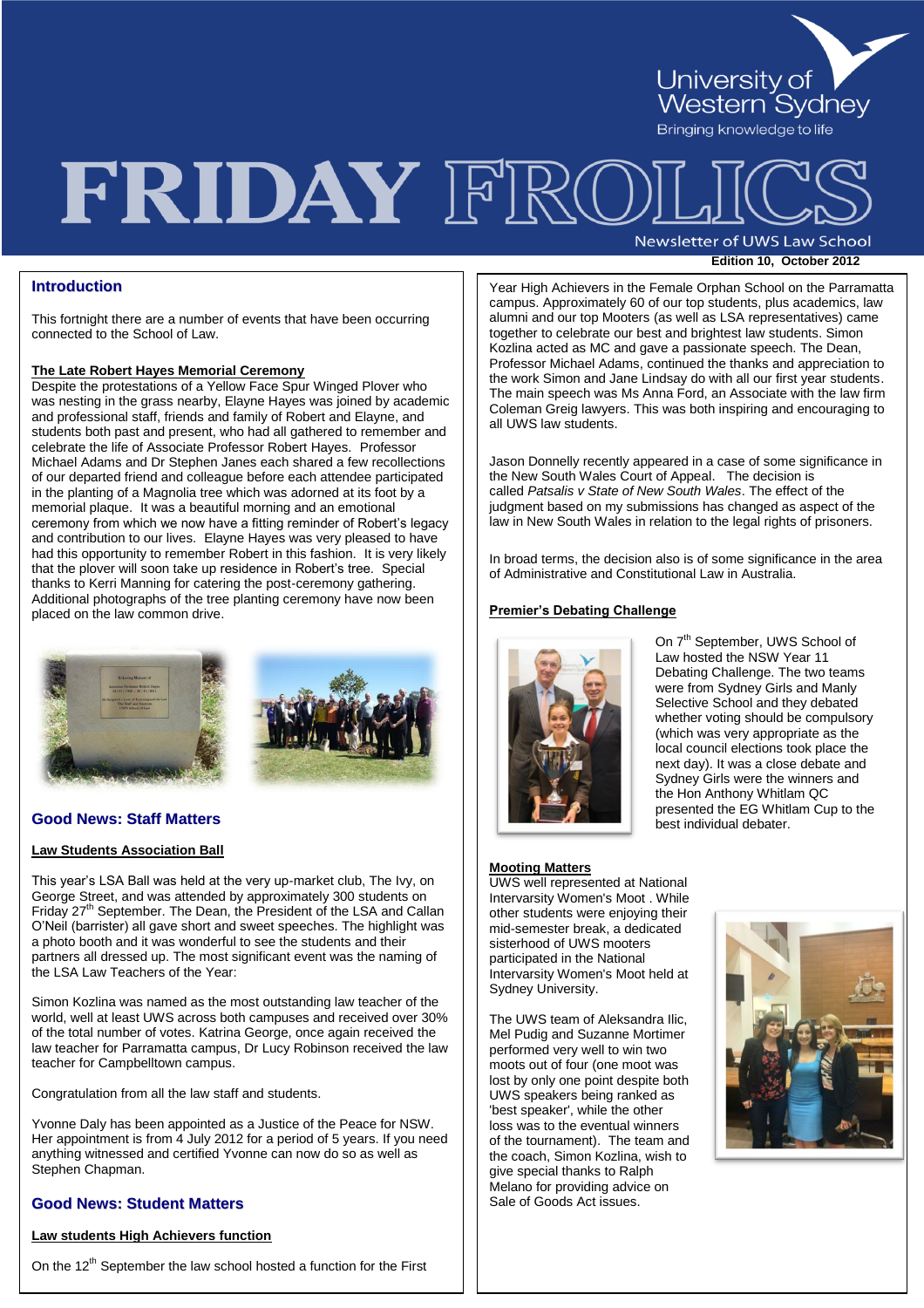University of Western Sydney

Bringing knowledge to life

# FRIDAY FROLICS

Newsletter of UWS Law School

**Edition 10, October 2012**

## Introduction

This fortnight there are a number of events that have been occurring connected to the School of Law.

### The Late Robert Hayes Memorial Ceremony

Despite the protestations of a Yellow Face Spur Winged Plover who was nesting in the grass nearby, Elayne Hayes was joined by academic and professional staff, friends and family of Robert and Elayne, and students both past and present, who had all gathered to remember and celebrate the life of Associate Professor Robert Hayes. Professor Michael Adams and Dr Stephen Janes each shared a few recollections of our departed friend and colleague before each attendee participated in the planting of a Magnolia tree which was adorned at its foot by a memorial plaque. It was a beautiful morning and an emotional ceremony from which we now have a fitting reminder of Robert's legacy and contribution to our lives. Elayne Hayes was very pleased to have had this opportunity to remember Robert in this fashion. It is very likely that the plover will soon take up residence in Robert's tree. Special thanks to Kerri Manning for catering the post-ceremony gathering. Additional photographs of the tree planting ceremony have now been placed on the law common drive.

## Good News: Staff Matters

### Law Students Association Ball

This year's LSA Ball was held at the very up-market club, The Ivy, on George Street, and was attended by approximately 300 students on Friday 27th September. The Dean, the President of the LSA and Callan O'Neil (barrister) all gave short and sweet speeches. The highlight was a photo booth and it was wonderful to see the students and their partners all dressed up. The most significant event was the naming of the LSA Law Teachers of the Year:

Simon Kozlina was named as the most outstanding law teacher of the world, well at least UWS across both campuses and received over 30% of the total number of votes. Katrina George, once again received the law teacher for Parramatta campus, Dr Lucy Robinson received the law teacher for Campbelltown campus.

Congratulation from all the law staff and students.

Yvonne Daly has been appointed as a Justice of the Peace for NSW. Her appointment is from 4 July 2012 for a period of 5 years. If you need anything witnessed and certified Yvonne can now do so as well as Stephen Chapman.

## Good News: Student Matters

### Law students High Achievers function

On the 12th September the law school hosted a function for the First Year High Achievers in the Female Orphan School on the Parramatta campus. Approximately 60 of our top students, plus academics, law alumni and our top Mooters (as well as LSA representatives) came together to celebrate our best and brightest law students. Simon Kozlina acted as MC and gave a passionate speech. The Dean, Professor Michael Adams, continued the thanks and appreciation to the work Simon and Jane Lindsay do with all our first year students. The main speech was Ms Anna Ford, an Associate with the law firm Coleman Greig lawyers. This was both inspiring and encouraging to all UWS law students.

Jason Donnelly recently appeared in a case of some significance in the New South Wales Court of Appeal. The decision is called *Patsalis v State of New South Wales*. The effect of the judgment based on my submissions has changed as aspect of the law in New South Wales in relation to the legal rights of prisoners.

In broad terms, the decision also is of some significance in the area of Administrative and Constitutional Law in Australia.

### Premier's Debating Challenge

On 7th September, UWS School of Law hosted the NSW Year 11 Debating Challenge. The two teams were from Sydney Girls and Manly Selective School and they debated whether voting should be compulsory (which was very appropriate as the local council elections took place the next day). It was a close debate and Sydney Girls were the winners and the Hon Anthony Whitlam QC presented the EG Whitlam Cup to the best individual debater.

### Mooting Matters

UWS well represented at National Intervarsity Women's Moot . While other students were enjoying their mid-semester break, a dedicated sisterhood of UWS mooters participated in the National Intervarsity Women's Moot held at Sydney University.

The UWS team of Aleksandra Ilic, Mel Pudig and Suzanne Mortimer performed very well to win two moots out of four (one moot was lost by only one point despite both UWS speakers being ranked as 'best speaker', while the other loss was to the eventual winners of the tournament). The team and the coach, Simon Kozlina, wish to give special thanks to Ralph Melano for providing advice on Sale of Goods Act issues.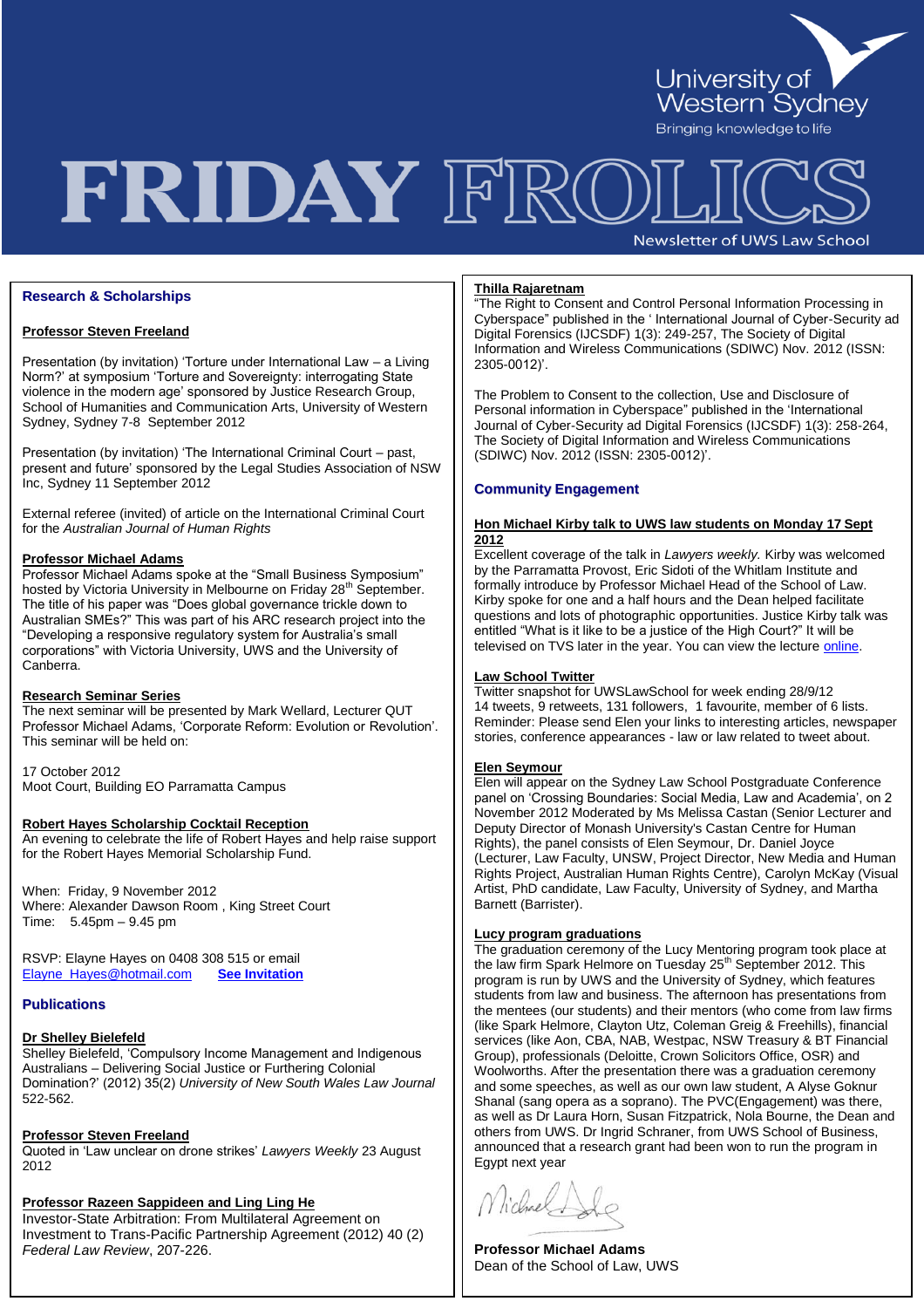University of Western Sydney

Bringing knowledge to life

# FRIDAY FROLICS

Newsletter of UWS Law School

## Research & Scholarships

**Professor Steven Freeland**

Presentation (by invitation) 'Torture under International Law – a Living Norm?' at symposium 'Torture and Sovereignty: interrogating State violence in the modern age' sponsored by Justice Research Group, School of Humanities and Communication Arts, University of Western Sydney, Sydney 7-8 September 2012

Presentation (by invitation) 'The International Criminal Court – past, present and future' sponsored by the Legal Studies Association of NSW Inc, Sydney 11 September 2012

External referee (invited) of article on the International Criminal Court for the *Australian Journal of Human Rights*

**Professor Michael Adams**

Professor Michael Adams spoke at the "Small Business Symposium" hosted by Victoria University in Melbourne on Friday 28th September. The title of his paper was "Does global governance trickle down to Australian SMEs?" This was part of his ARC research project into the "Developing a responsive regulatory system for Australia's small corporations" with Victoria University, UWS and the University of Canberra.

**Research Seminar Series**

The next seminar will be presented by Mark Wellard, Lecturer QUT Professor Michael Adams, 'Corporate Reform: Evolution or Revolution'. This seminar will be held on:

17 October 2012
Moot Court, Building EO Parramatta Campus

**Robert Hayes Scholarship Cocktail Reception**

An evening to celebrate the life of Robert Hayes and help raise support for the Robert Hayes Memorial Scholarship Fund.

When: Friday, 9 November 2012
Where: Alexander Dawson Room , King Street Court
Time: 5.45pm – 9.45 pm

RSVP: Elayne Hayes on 0408 308 515 or email Elayne_Hayes@hotmail.com **See Invitation**

## Publications

**Dr Shelley Bielefeld**

Shelley Bielefeld, 'Compulsory Income Management and Indigenous Australians – Delivering Social Justice or Furthering Colonial Domination?' (2012) 35(2) *University of New South Wales Law Journal* 522-562.

**Professor Steven Freeland**

Quoted in 'Law unclear on drone strikes' *Lawyers Weekly* 23 August 2012

**Professor Razeen Sappideen and Ling Ling He**

Investor-State Arbitration: From Multilateral Agreement on Investment to Trans-Pacific Partnership Agreement (2012) 40 (2) *Federal Law Review*, 207-226.

**Thilla Rajaretnam**

"The Right to Consent and Control Personal Information Processing in Cyberspace" published in the ' International Journal of Cyber-Security ad Digital Forensics (IJCSDF) 1(3): 249-257, The Society of Digital Information and Wireless Communications (SDIWC) Nov. 2012 (ISSN: 2305-0012)'.

The Problem to Consent to the collection, Use and Disclosure of Personal information in Cyberspace" published in the 'International Journal of Cyber-Security ad Digital Forensics (IJCSDF) 1(3): 258-264, The Society of Digital Information and Wireless Communications (SDIWC) Nov. 2012 (ISSN: 2305-0012)'.

## Community Engagement

**Hon Michael Kirby talk to UWS law students on Monday 17 Sept 2012**

Excellent coverage of the talk in *Lawyers weekly.* Kirby was welcomed by the Parramatta Provost, Eric Sidoti of the Whitlam Institute and formally introduce by Professor Michael Head of the School of Law. Kirby spoke for one and a half hours and the Dean helped facilitate questions and lots of photographic opportunities. Justice Kirby talk was entitled "What is it like to be a justice of the High Court?" It will be televised on TVS later in the year. You can view the lecture online.

**Law School Twitter**

Twitter snapshot for UWSLawSchool for week ending 28/9/12
14 tweets, 9 retweets, 131 followers, 1 favourite, member of 6 lists.
Reminder: Please send Elen your links to interesting articles, newspaper stories, conference appearances - law or law related to tweet about.

**Elen Seymour**

Elen will appear on the Sydney Law School Postgraduate Conference panel on 'Crossing Boundaries: Social Media, Law and Academia', on 2 November 2012 Moderated by Ms Melissa Castan (Senior Lecturer and Deputy Director of Monash University's Castan Centre for Human Rights), the panel consists of Elen Seymour, Dr. Daniel Joyce (Lecturer, Law Faculty, UNSW, Project Director, New Media and Human Rights Project, Australian Human Rights Centre), Carolyn McKay (Visual Artist, PhD candidate, Law Faculty, University of Sydney, and Martha Barnett (Barrister).

**Lucy program graduations**

The graduation ceremony of the Lucy Mentoring program took place at the law firm Spark Helmore on Tuesday 25th September 2012. This program is run by UWS and the University of Sydney, which features students from law and business. The afternoon has presentations from the mentees (our students) and their mentors (who come from law firms (like Spark Helmore, Clayton Utz, Coleman Greig & Freehills), financial services (like Aon, CBA, NAB, Westpac, NSW Treasury & BT Financial Group), professionals (Deloitte, Crown Solicitors Office, OSR) and Woolworths. After the presentation there was a graduation ceremony and some speeches, as well as our own law student, A Alyse Goknur Shanal (took opera as a soprano). The PVC(Engagement) was there, as well as Dr Laura Horn, Susan Fitzpatrick, Nola Bourne, the Dean and others from UWS. Dr Ingrid Schraner, from UWS School of Business, announced that a research grant had been won to run the program in Egypt next year

**Professor Michael Adams**
Dean of the School of Law, UWS